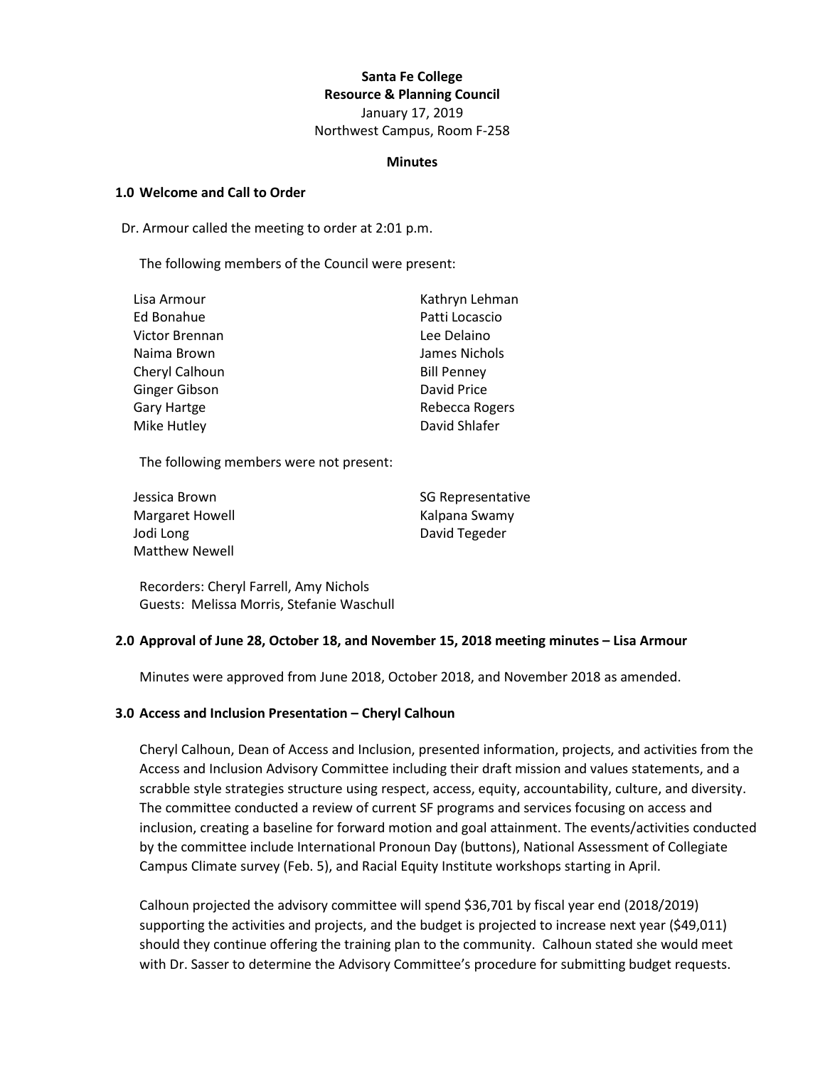**Santa Fe College**
**Resource & Planning Council**
January 17, 2019
Northwest Campus, Room F-258

**Minutes**

## 1.0 Welcome and Call to Order

Dr. Armour called the meeting to order at 2:01 p.m.

The following members of the Council were present:

Lisa Armour
Ed Bonahue
Victor Brennan
Naima Brown
Cheryl Calhoun
Ginger Gibson
Gary Hartge
Mike Hutley
Kathryn Lehman
Patti Locascio
Lee Delaino
James Nichols
Bill Penney
David Price
Rebecca Rogers
David Shlafer

The following members were not present:

Jessica Brown
Margaret Howell
Jodi Long
Matthew Newell
SG Representative
Kalpana Swamy
David Tegeder

Recorders: Cheryl Farrell, Amy Nichols
Guests: Melissa Morris, Stefanie Waschull

## 2.0 Approval of June 28, October 18, and November 15, 2018 meeting minutes – Lisa Armour

Minutes were approved from June 2018, October 2018, and November 2018 as amended.

## 3.0 Access and Inclusion Presentation – Cheryl Calhoun

Cheryl Calhoun, Dean of Access and Inclusion, presented information, projects, and activities from the Access and Inclusion Advisory Committee including their draft mission and values statements, and a scrabble style strategies structure using respect, access, equity, accountability, culture, and diversity. The committee conducted a review of current SF programs and services focusing on access and inclusion, creating a baseline for forward motion and goal attainment. The events/activities conducted by the committee include International Pronoun Day (buttons), National Assessment of Collegiate Campus Climate survey (Feb. 5), and Racial Equity Institute workshops starting in April.

Calhoun projected the advisory committee will spend $36,701 by fiscal year end (2018/2019) supporting the activities and projects, and the budget is projected to increase next year ($49,011) should they continue offering the training plan to the community. Calhoun stated she would meet with Dr. Sasser to determine the Advisory Committee's procedure for submitting budget requests.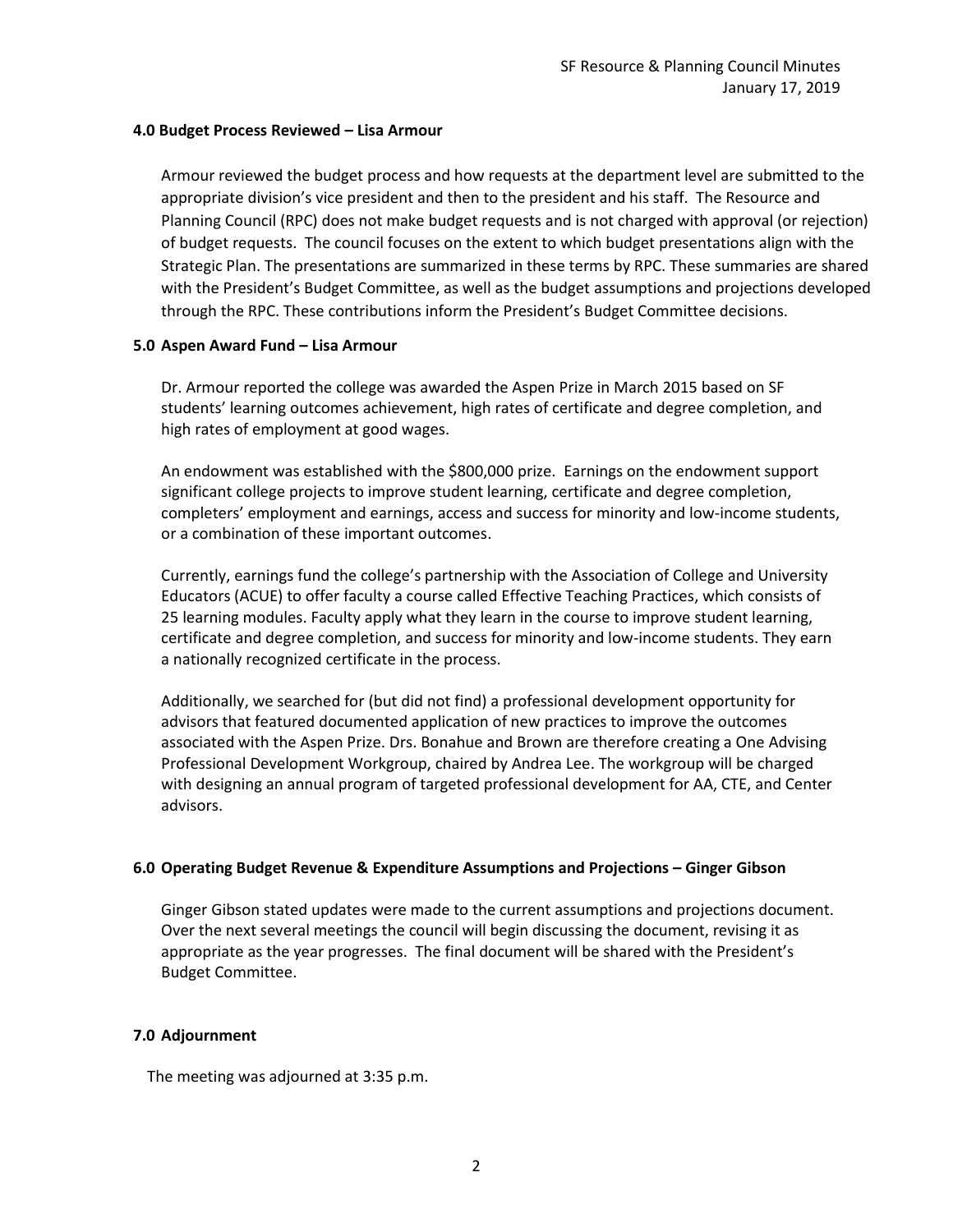#### 4.0 Budget Process Reviewed – Lisa Armour

Armour reviewed the budget process and how requests at the department level are submitted to the appropriate division's vice president and then to the president and his staff. The Resource and Planning Council (RPC) does not make budget requests and is not charged with approval (or rejection) of budget requests. The council focuses on the extent to which budget presentations align with the Strategic Plan. The presentations are summarized in these terms by RPC. These summaries are shared with the President's Budget Committee, as well as the budget assumptions and projections developed through the RPC. These contributions inform the President's Budget Committee decisions.

#### 5.0 Aspen Award Fund – Lisa Armour

Dr. Armour reported the college was awarded the Aspen Prize in March 2015 based on SF students' learning outcomes achievement, high rates of certificate and degree completion, and high rates of employment at good wages.

An endowment was established with the $800,000 prize. Earnings on the endowment support significant college projects to improve student learning, certificate and degree completion, completers' employment and earnings, access and success for minority and low-income students, or a combination of these important outcomes.

Currently, earnings fund the college's partnership with the Association of College and University Educators (ACUE) to offer faculty a course called Effective Teaching Practices, which consists of 25 learning modules. Faculty apply what they learn in the course to improve student learning, certificate and degree completion, and success for minority and low-income students. They earn a nationally recognized certificate in the process.

Additionally, we searched for (but did not find) a professional development opportunity for advisors that featured documented application of new practices to improve the outcomes associated with the Aspen Prize. Drs. Bonahue and Brown are therefore creating a One Advising Professional Development Workgroup, chaired by Andrea Lee. The workgroup will be charged with designing an annual program of targeted professional development for AA, CTE, and Center advisors.

#### 6.0 Operating Budget Revenue & Expenditure Assumptions and Projections – Ginger Gibson

Ginger Gibson stated updates were made to the current assumptions and projections document. Over the next several meetings the council will begin discussing the document, revising it as appropriate as the year progresses. The final document will be shared with the President's Budget Committee.

#### 7.0 Adjournment

The meeting was adjourned at 3:35 p.m.